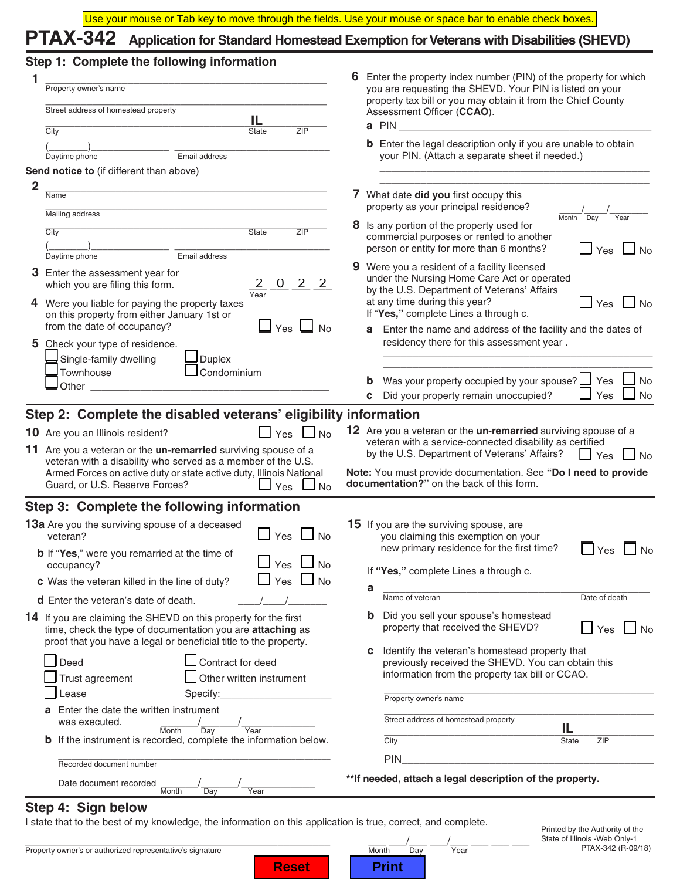Use your mouse or Tab key to move through the fields. Use your mouse or space bar to enable check boxes.

# PTAX-342 Application for Standard Homestead Exemption for Veterans with Disabilities (SHEVD)

## Step 1: Complete the following information

**1** ______________________________
Property owner's name

______________________________
Street address of homestead property

______________________________ IL ______
City State ZIP

(______)__________ ______________________
Daytime phone Email address

**Send notice to** (if different than above)

**2** ______________________________
Name

______________________________
Mailing address

______________________________ ______ ______
City State ZIP

(______)__________ ______________________
Daytime phone Email address

**3** Enter the assessment year for which you are filing this form. 2 0 2 2
Year

**4** Were you liable for paying the property taxes on this property from either January 1st or from the date of occupancy? ☐ Yes ☐ No

**5** Check your type of residence.
- ☐ Single-family dwelling
- ☐ Duplex
- ☐ Townhouse
- ☐ Condominium
- ☐ Other ______________________________

**6** Enter the property index number (PIN) of the property for which you are requesting the SHEVD. Your PIN is listed on your property tax bill or you may obtain it from the Chief County Assessment Officer (**CCAO**).

**a** PIN ______________________________

**b** Enter the legal description only if you are unable to obtain your PIN. (Attach a separate sheet if needed.)

______________________________

______________________________

**7** What date **did you** first occupy this property as your principal residence? ____/____/______
Month Day Year

**8** Is any portion of the property used for commercial purposes or rented to another person or entity for more than 6 months? ☐ Yes ☐ No

**9** Were you a resident of a facility licensed under the Nursing Home Care Act or operated by the U.S. Department of Veterans' Affairs at any time during this year? ☐ Yes ☐ No
If **"Yes,"** complete Lines a through c.

**a** Enter the name and address of the facility and the dates of residency there for this assessment year .

______________________________

______________________________

**b** Was your property occupied by your spouse? ☐ Yes ☐ No

**c** Did your property remain unoccupied? ☐ Yes ☐ No

## Step 2: Complete the disabled veterans' eligibility information

**10** Are you an Illinois resident? ☐ Yes ☐ No

**11** Are you a veteran or the **un-remarried** surviving spouse of a veteran with a disability who served as a member of the U.S. Armed Forces on active duty or state active duty, Illinois National Guard, or U.S. Reserve Forces? ☐ Yes ☐ No

**12** Are you a veteran or the **un-remarried** surviving spouse of a veteran with a service-connected disability as certified by the U.S. Department of Veterans' Affairs? ☐ Yes ☐ No

**Note:** You must provide documentation. See **"Do I need to provide documentation?"** on the back of this form.

## Step 3: Complete the following information

**13a** Are you the surviving spouse of a deceased veteran? ☐ Yes ☐ No

**b** If **"Yes,"** were you remarried at the time of occupancy? ☐ Yes ☐ No

**c** Was the veteran killed in the line of duty? ☐ Yes ☐ No

**d** Enter the veteran's date of death. ____/____/______

**14** If you are claiming the SHEVD on this property for the first time, check the type of documentation you are **attaching** as proof that you have a legal or beneficial title to the property.
- ☐ Deed
- ☐ Contract for deed
- ☐ Trust agreement
- ☐ Other written instrument
- ☐ Lease

Specify:______________________

**a** Enter the date the written instrument was executed. ______/______/______
Month Day Year

**b** If the instrument is recorded, complete the information below.

______________________________
Recorded document number

Date document recorded ______/______/______
Month Day Year

**15** If you are the surviving spouse, are you claiming this exemption on your new primary residence for the first time? ☐ Yes ☐ No

If **"Yes,"** complete Lines a through c.

**a** ______________________________
Name of veteran Date of death

**b** Did you sell your spouse's homestead property that received the SHEVD? ☐ Yes ☐ No

**c** Identify the veteran's homestead property that previously received the SHEVD. You can obtain this information from the property tax bill or CCAO.

______________________________
Property owner's name

______________________________
Street address of homestead property

______________________________ IL ______
City State ZIP

PIN______________________________

**\*\*If needed, attach a legal description of the property.**

## Step 4: Sign below

I state that to the best of my knowledge, the information on this application is true, correct, and complete.

______________________________ ___ ___/___ ___/___ ___ ___ ___
Property owner's or authorized representative's signature Month Day Year

Printed by the Authority of the State of Illinois -Web Only-1
PTAX-342 (R-09/18)

Reset Print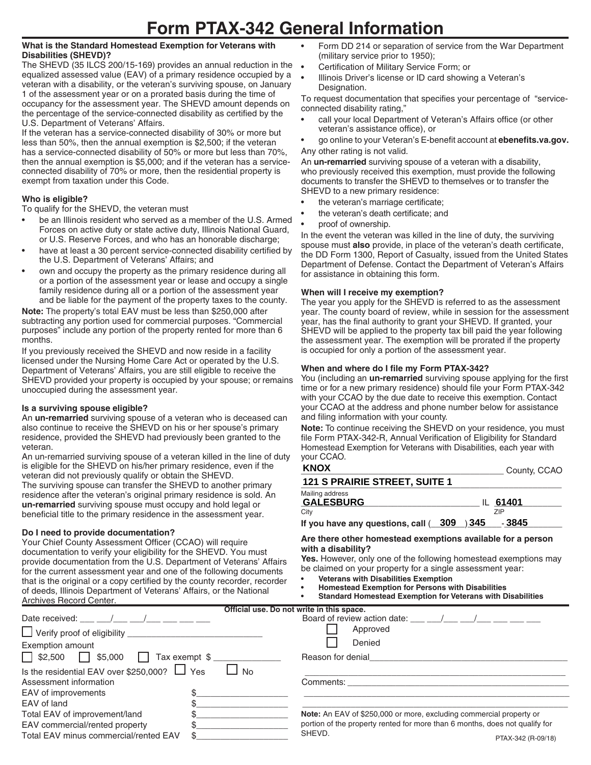# Form PTAX-342 General Information

**What is the Standard Homestead Exemption for Veterans with Disabilities (SHEVD)?**

The SHEVD (35 ILCS 200/15-169) provides an annual reduction in the equalized assessed value (EAV) of a primary residence occupied by a veteran with a disability, or the veteran's surviving spouse, on January 1 of the assessment year or on a prorated basis during the time of occupancy for the assessment year. The SHEVD amount depends on the percentage of the service-connected disability as certified by the U.S. Department of Veterans' Affairs.

If the veteran has a service-connected disability of 30% or more but less than 50%, then the annual exemption is $2,500; if the veteran has a service-connected disability of 50% or more but less than 70%, then the annual exemption is $5,000; and if the veteran has a service-connected disability of 70% or more, then the residential property is exempt from taxation under this Code.

**Who is eligible?**

To qualify for the SHEVD, the veteran must

- be an Illinois resident who served as a member of the U.S. Armed Forces on active duty or state active duty, Illinois National Guard, or U.S. Reserve Forces, and who has an honorable discharge;
- have at least a 30 percent service-connected disability certified by the U.S. Department of Veterans' Affairs; and
- own and occupy the property as the primary residence during all or a portion of the assessment year or lease and occupy a single family residence during all or a portion of the assessment year and be liable for the payment of the property taxes to the county.

**Note:** The property's total EAV must be less than $250,000 after subtracting any portion used for commercial purposes. "Commercial purposes" include any portion of the property rented for more than 6 months.

If you previously received the SHEVD and now reside in a facility licensed under the Nursing Home Care Act or operated by the U.S. Department of Veterans' Affairs, you are still eligible to receive the SHEVD provided your property is occupied by your spouse; or remains unoccupied during the assessment year.

**Is a surviving spouse eligible?**

An **un-remarried** surviving spouse of a veteran who is deceased can also continue to receive the SHEVD on his or her spouse's primary residence, provided the SHEVD had previously been granted to the veteran.

An un-remarried surviving spouse of a veteran killed in the line of duty is eligible for the SHEVD on his/her primary residence, even if the veteran did not previously qualify or obtain the SHEVD.

The surviving spouse can transfer the SHEVD to another primary residence after the veteran's original primary residence is sold. An **un-remarried** surviving spouse must occupy and hold legal or beneficial title to the primary residence in the assessment year.

**Do I need to provide documentation?**

Your Chief County Assessment Officer (CCAO) will require documentation to verify your eligibility for the SHEVD. You must provide documentation from the U.S. Department of Veterans' Affairs for the current assessment year and one of the following documents that is the original or a copy certified by the county recorder, recorder of deeds, Illinois Department of Veterans' Affairs, or the National Archives Record Center.

- Form DD 214 or separation of service from the War Department (military service prior to 1950);
- Certification of Military Service Form; or
- Illinois Driver's license or ID card showing a Veteran's Designation.

To request documentation that specifies your percentage of "service-connected disability rating,"

- call your local Department of Veteran's Affairs office (or other veteran's assistance office), or
- go online to your Veteran's E-benefit account at **ebenefits.va.gov.**

Any other rating is not valid.

An **un-remarried** surviving spouse of a veteran with a disability, who previously received this exemption, must provide the following documents to transfer the SHEVD to themselves or to transfer the SHEVD to a new primary residence:

- the veteran's marriage certificate;
- the veteran's death certificate; and
- proof of ownership.

In the event the veteran was killed in the line of duty, the surviving spouse must **also** provide, in place of the veteran's death certificate, the DD Form 1300, Report of Casualty, issued from the United States Department of Defense. Contact the Department of Veteran's Affairs for assistance in obtaining this form.

**When will I receive my exemption?**

The year you apply for the SHEVD is referred to as the assessment year. The county board of review, while in session for the assessment year, has the final authority to grant your SHEVD. If granted, your SHEVD will be applied to the property tax bill paid the year following the assessment year. The exemption will be prorated if the property is occupied for only a portion of the assessment year.

**When and where do I file my Form PTAX-342?**

You (including an **un-remarried** surviving spouse applying for the first time or for a new primary residence) should file your Form PTAX-342 with your CCAO by the due date to receive this exemption. Contact your CCAO at the address and phone number below for assistance and filing information with your county.

**Note:** To continue receiving the SHEVD on your residence, you must file Form PTAX-342-R, Annual Verification of Eligibility for Standard Homestead Exemption for Veterans with Disabilities, each year with your CCAO.

**KNOX** County, CCAO

**121 S PRAIRIE STREET, SUITE 1**
Mailing address

**GALESBURG** IL **61401**
City ZIP

**If you have any questions, call (309) 345-3845**

**Are there other homestead exemptions available for a person with a disability?**

**Yes.** However, only one of the following homestead exemptions may be claimed on your property for a single assessment year:

- **Veterans with Disabilities Exemption**
- **Homestead Exemption for Persons with Disabilities**
- **Standard Homestead Exemption for Veterans with Disabilities**

---

**Official use. Do not write in this space.**

Date received: ___ ___/___ ___/___ ___ ___ ___

☐ Verify proof of eligibility ____________________

Exemption amount

☐ $2,500 ☐ $5,000 ☐ Tax exempt $ __________

Is the residential EAV over $250,000? ☐ Yes ☐ No

Assessment information

EAV of improvements $__________

EAV of land $__________

Total EAV of improvement/land $__________

EAV commercial/rented property $__________

Total EAV minus commercial/rented EAV $__________

Board of review action date: ___ ___/___ ___/___ ___ ___ ___

☐ Approved

☐ Denied

Reason for denial ____________________

Comments: ____________________

**Note:** An EAV of $250,000 or more, excluding commercial property or portion of the property rented for more than 6 months, does not qualify for SHEVD.

PTAX-342 (R-09/18)